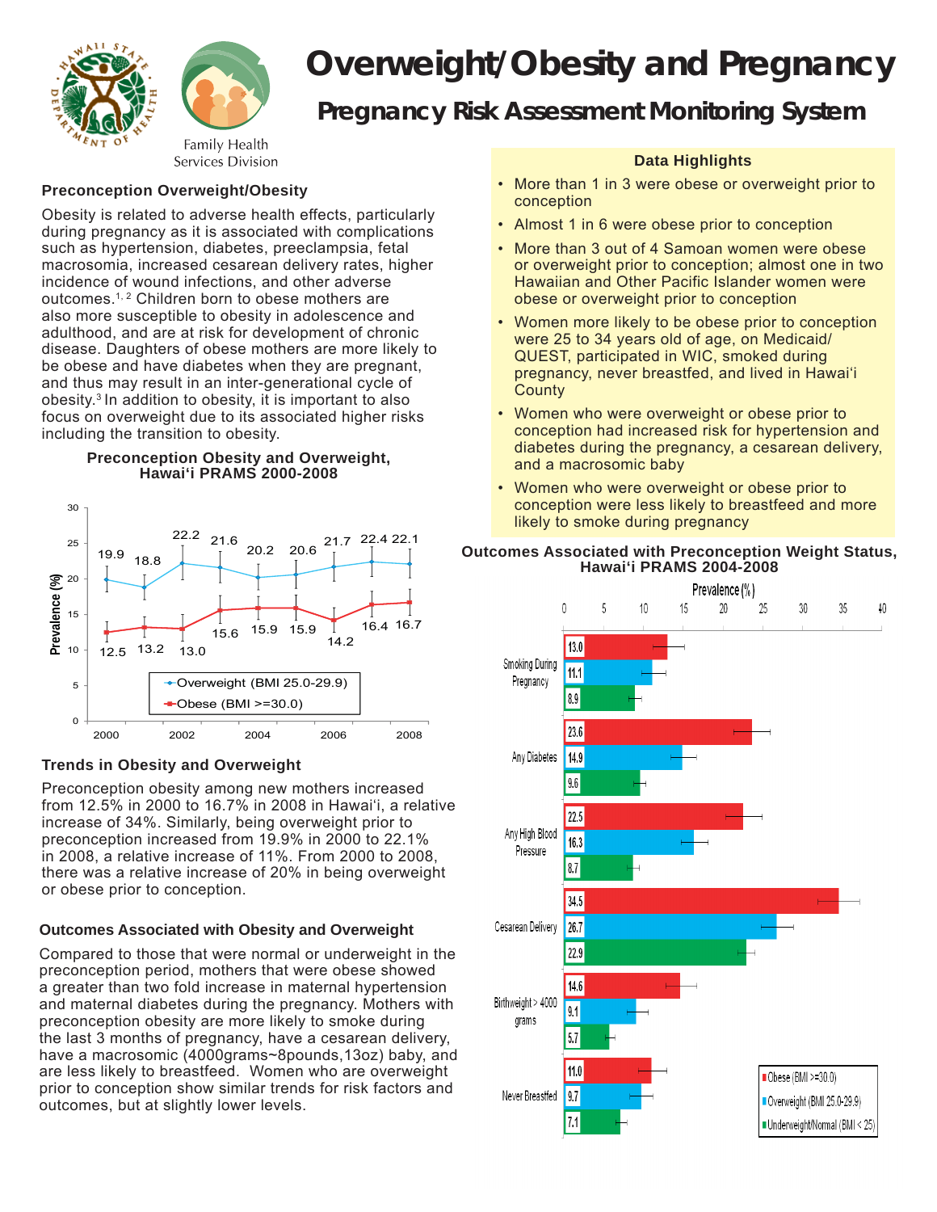# Overweight/Obesity and Pregnancy

## Pregnancy Risk Assessment Monitoring System

Family Health Services Division

### Preconception Overweight/Obesity

Obesity is related to adverse health effects, particularly during pregnancy as it is associated with complications such as hypertension, diabetes, preeclampsia, fetal macrosomia, increased cesarean delivery rates, higher incidence of wound infections, and other adverse outcomes.[1,2] Children born to obese mothers are also more susceptible to obesity in adolescence and adulthood, and are at risk for development of chronic disease. Daughters of obese mothers are more likely to be obese and have diabetes when they are pregnant, and thus may result in an inter-generational cycle of obesity.[3] In addition to obesity, it is important to also focus on overweight due to its associated higher risks including the transition to obesity.

**Preconception Obesity and Overweight, Hawai'i PRAMS 2000-2008**

| Year | Overweight (BMI 25.0-29.9) | Obese (BMI >=30.0) |
|---|---|---|
| 2000 | 19.9 | 12.5 |
| 2001 | 18.8 | 13.2 |
| 2002 | 22.2 | 13.0 |
| 2003 | 21.6 | 15.6 |
| 2004 | 20.2 | 15.9 |
| 2005 | 20.6 | 15.9 |
| 2006 | 21.7 | 14.2 |
| 2007 | 22.4 | 16.4 |
| 2008 | 22.1 | 16.7 |

### Trends in Obesity and Overweight

Preconception obesity among new mothers increased from 12.5% in 2000 to 16.7% in 2008 in Hawai'i, a relative increase of 34%. Similarly, being overweight prior to preconception increased from 19.9% in 2000 to 22.1% in 2008, a relative increase of 11%. From 2000 to 2008, there was a relative increase of 20% in being overweight or obese prior to conception.

### Outcomes Associated with Obesity and Overweight

Compared to those that were normal or underweight in the preconception period, mothers that were obese showed a greater than two fold increase in maternal hypertension and maternal diabetes during the pregnancy. Mothers with preconception obesity are more likely to smoke during the last 3 months of pregnancy, have a cesarean delivery, have a macrosomic (4000grams~8pounds,13oz) baby, and are less likely to breastfeed. Women who are overweight prior to conception show similar trends for risk factors and outcomes, but at slightly lower levels.

### Data Highlights

- More than 1 in 3 were obese or overweight prior to conception
- Almost 1 in 6 were obese prior to conception
- More than 3 out of 4 Samoan women were obese or overweight prior to conception; almost one in two Hawaiian and Other Pacific Islander women were obese or overweight prior to conception
- Women more likely to be obese prior to conception were 25 to 34 years old of age, on Medicaid/ QUEST, participated in WIC, smoked during pregnancy, never breastfed, and lived in Hawai'i County
- Women who were overweight or obese prior to conception had increased risk for hypertension and diabetes during the pregnancy, a cesarean delivery, and a macrosomic baby
- Women who were overweight or obese prior to conception were less likely to breastfeed and more likely to smoke during pregnancy

**Outcomes Associated with Preconception Weight Status, Hawai'i PRAMS 2004-2008**

Prevalence (%)

| Outcome | Obese (BMI >=30.0) | Overweight (BMI 25.0-29.9) | Underweight/Normal (BMI < 25) |
|---|---|---|---|
| Smoking During Pregnancy | 13.0 | 11.1 | 8.9 |
| Any Diabetes | 23.6 | 14.9 | 9.6 |
| Any High Blood Pressure | 22.5 | 16.3 | 8.7 |
| Cesarean Delivery | 34.5 | 26.7 | 22.9 |
| Birthweight > 4000 grams | 14.6 | 9.1 | 5.7 |
| Never Breastfed | 11.0 | 9.7 | 7.1 |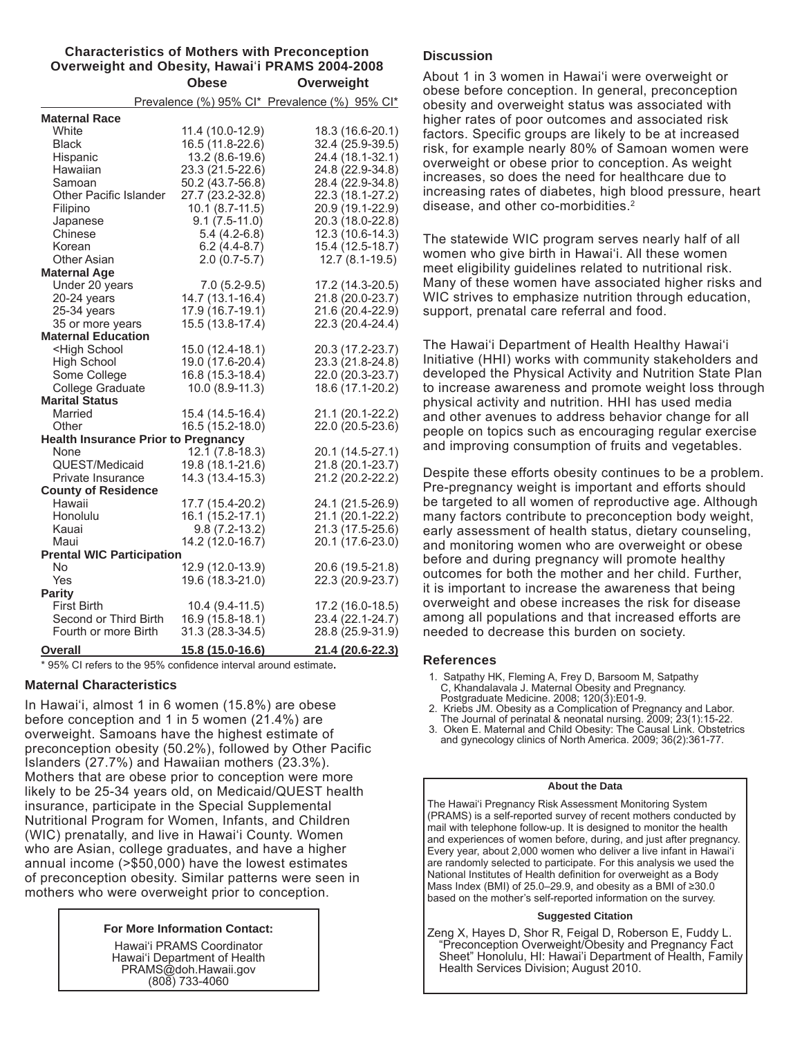## Characteristics of Mothers with Preconception Overweight and Obesity, Hawai'i PRAMS 2004-2008

| | Obese | Overweight |
|---|---|---|
| | Prevalence (%) 95% CI* | Prevalence (%) 95% CI* |
| **Maternal Race** | | |
| White | 11.4 (10.0-12.9) | 18.3 (16.6-20.1) |
| Black | 16.5 (11.8-22.6) | 32.4 (25.9-39.5) |
| Hispanic | 13.2 (8.6-19.6) | 24.4 (18.1-32.1) |
| Hawaiian | 23.3 (21.5-22.6) | 24.8 (22.9-34.8) |
| Samoan | 50.2 (43.7-56.8) | 28.4 (22.9-34.8) |
| Other Pacific Islander | 27.7 (23.2-32.8) | 22.3 (18.1-27.2) |
| Filipino | 10.1 (8.7-11.5) | 20.9 (19.1-22.9) |
| Japanese | 9.1 (7.5-11.0) | 20.3 (18.0-22.8) |
| Chinese | 5.4 (4.2-6.8) | 12.3 (10.6-14.3) |
| Korean | 6.2 (4.4-8.7) | 15.4 (12.5-18.7) |
| Other Asian | 2.0 (0.7-5.7) | 12.7 (8.1-19.5) |
| **Maternal Age** | | |
| Under 20 years | 7.0 (5.2-9.5) | 17.2 (14.3-20.5) |
| 20-24 years | 14.7 (13.1-16.4) | 21.8 (20.0-23.7) |
| 25-34 years | 17.9 (16.7-19.1) | 21.6 (20.4-22.9) |
| 35 or more years | 15.5 (13.8-17.4) | 22.3 (20.4-24.4) |
| **Maternal Education** | | |
| <High School | 15.0 (12.4-18.1) | 20.3 (17.2-23.7) |
| High School | 19.0 (17.6-20.4) | 23.3 (21.8-24.8) |
| Some College | 16.8 (15.3-18.4) | 22.0 (20.3-23.7) |
| College Graduate | 10.0 (8.9-11.3) | 18.6 (17.1-20.2) |
| **Marital Status** | | |
| Married | 15.4 (14.5-16.4) | 21.1 (20.1-22.2) |
| Other | 16.5 (15.2-18.0) | 22.0 (20.5-23.6) |
| **Health Insurance Prior to Pregnancy** | | |
| None | 12.1 (7.8-18.3) | 20.1 (14.5-27.1) |
| QUEST/Medicaid | 19.8 (18.1-21.6) | 21.8 (20.1-23.7) |
| Private Insurance | 14.3 (13.4-15.3) | 21.2 (20.2-22.2) |
| **County of Residence** | | |
| Hawaii | 17.7 (15.4-20.2) | 24.1 (21.5-26.9) |
| Honolulu | 16.1 (15.2-17.1) | 21.1 (20.1-22.2) |
| Kauai | 9.8 (7.2-13.2) | 21.3 (17.5-25.6) |
| Maui | 14.2 (12.0-16.7) | 20.1 (17.6-23.0) |
| **Prental WIC Participation** | | |
| No | 12.9 (12.0-13.9) | 20.6 (19.5-21.8) |
| Yes | 19.6 (18.3-21.0) | 22.3 (20.9-23.7) |
| **Parity** | | |
| First Birth | 10.4 (9.4-11.5) | 17.2 (16.0-18.5) |
| Second or Third Birth | 16.9 (15.8-18.1) | 23.4 (22.1-24.7) |
| Fourth or more Birth | 31.3 (28.3-34.5) | 28.8 (25.9-31.9) |
| **Overall** | **15.8 (15.0-16.6)** | **21.4 (20.6-22.3)** |

\* 95% CI refers to the 95% confidence interval around estimate.

### Maternal Characteristics

In Hawai'i, almost 1 in 6 women (15.8%) are obese before conception and 1 in 5 women (21.4%) are overweight. Samoans have the highest estimate of preconception obesity (50.2%), followed by Other Pacific Islanders (27.7%) and Hawaiian mothers (23.3%). Mothers that are obese prior to conception were more likely to be 25-34 years old, on Medicaid/QUEST health insurance, participate in the Special Supplemental Nutritional Program for Women, Infants, and Children (WIC) prenatally, and live in Hawai'i County. Women who are Asian, college graduates, and have a higher annual income (>$50,000) have the lowest estimates of preconception obesity. Similar patterns were seen in mothers who were overweight prior to conception.

**For More Information Contact:**

Hawai'i PRAMS Coordinator
Hawai'i Department of Health
PRAMS@doh.Hawaii.gov
(808) 733-4060

### Discussion

About 1 in 3 women in Hawai'i were overweight or obese before conception. In general, preconception obesity and overweight status was associated with higher rates of poor outcomes and associated risk factors. Specific groups are likely to be at increased risk, for example nearly 80% of Samoan women were overweight or obese prior to conception. As weight increases, so does the need for healthcare due to increasing rates of diabetes, high blood pressure, heart disease, and other co-morbidities.[2]

The statewide WIC program serves nearly half of all women who give birth in Hawai'i. All these women meet eligibility guidelines related to nutritional risk. Many of these women have associated higher risks and WIC strives to emphasize nutrition through education, support, prenatal care referral and food.

The Hawai'i Department of Health Healthy Hawai'i Initiative (HHI) works with community stakeholders and developed the Physical Activity and Nutrition State Plan to increase awareness and promote weight loss through physical activity and nutrition. HHI has used media and other avenues to address behavior change for all people on topics such as encouraging regular exercise and improving consumption of fruits and vegetables.

Despite these efforts obesity continues to be a problem. Pre-pregnancy weight is important and efforts should be targeted to all women of reproductive age. Although many factors contribute to preconception body weight, early assessment of health status, dietary counseling, and monitoring women who are overweight or obese before and during pregnancy will promote healthy outcomes for both the mother and her child. Further, it is important to increase the awareness that being overweight and obese increases the risk for disease among all populations and that increased efforts are needed to decrease this burden on society.

### References

1. Satpathy HK, Fleming A, Frey D, Barsoom M, Satpathy C, Khandalavala J. Maternal Obesity and Pregnancy. Postgraduate Medicine. 2008; 120(3):E01-9.
2. Kriebs JM. Obesity as a Complication of Pregnancy and Labor. The Journal of perinatal & neonatal nursing. 2009; 23(1):15-22.
3. Oken E. Maternal and Child Obesity: The Causal Link. Obstetrics and gynecology clinics of North America. 2009; 36(2):361-77.

**About the Data**

The Hawai'i Pregnancy Risk Assessment Monitoring System (PRAMS) is a self-reported survey of recent mothers conducted by mail with telephone follow-up. It is designed to monitor the health and experiences of women before, during, and just after pregnancy. Every year, about 2,000 women who deliver a live infant in Hawai'i are randomly selected to participate. For this analysis we used the National Institutes of Health definition for overweight as a Body Mass Index (BMI) of 25.0–29.9, and obesity as a BMI of ≥30.0 based on the mother's self-reported information on the survey.

**Suggested Citation**

Zeng X, Hayes D, Shor R, Feigal D, Roberson E, Fuddy L. "Preconception Overweight/Obesity and Pregnancy Fact Sheet" Honolulu, HI: Hawai'i Department of Health, Family Health Services Division; August 2010.